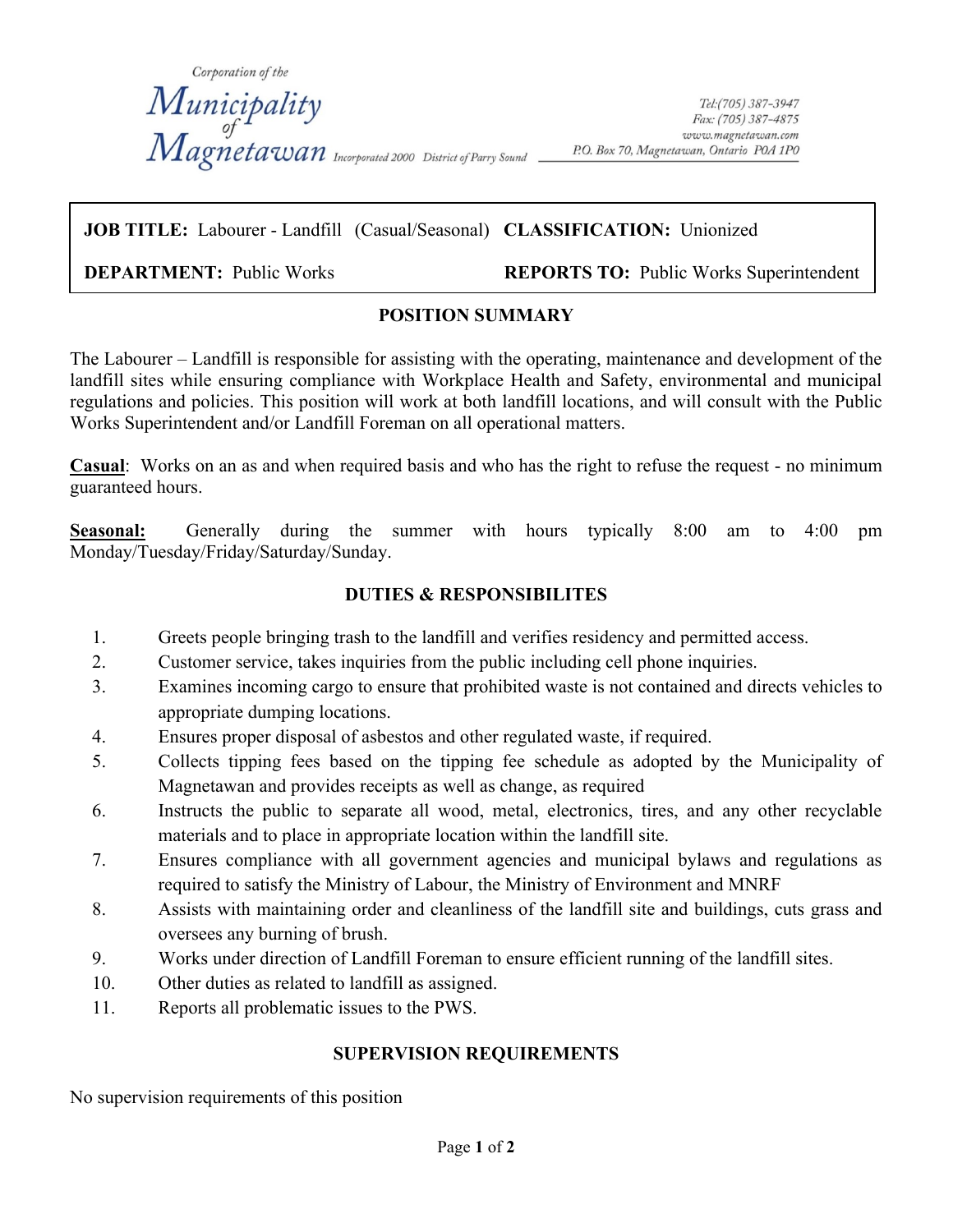Corporation of the
# Municipality of Magnetawan

Incorporated 2000 District of Parry Sound

Tel:(705) 387-3947
Fax: (705) 387-4875
www.magnetawan.com
P.O. Box 70, Magnetawan, Ontario P0A 1P0

| | |
|---|---|
| **JOB TITLE:** Labourer - Landfill (Casual/Seasonal) | **CLASSIFICATION:** Unionized |
| **DEPARTMENT:** Public Works | **REPORTS TO:** Public Works Superintendent |

## POSITION SUMMARY

The Labourer – Landfill is responsible for assisting with the operating, maintenance and development of the landfill sites while ensuring compliance with Workplace Health and Safety, environmental and municipal regulations and policies. This position will work at both landfill locations, and will consult with the Public Works Superintendent and/or Landfill Foreman on all operational matters.

**Casual**: Works on an as and when required basis and who has the right to refuse the request - no minimum guaranteed hours.

**Seasonal:** Generally during the summer with hours typically 8:00 am to 4:00 pm Monday/Tuesday/Friday/Saturday/Sunday.

## DUTIES & RESPONSIBILITES

1. Greets people bringing trash to the landfill and verifies residency and permitted access.
2. Customer service, takes inquiries from the public including cell phone inquiries.
3. Examines incoming cargo to ensure that prohibited waste is not contained and directs vehicles to appropriate dumping locations.
4. Ensures proper disposal of asbestos and other regulated waste, if required.
5. Collects tipping fees based on the tipping fee schedule as adopted by the Municipality of Magnetawan and provides receipts as well as change, as required
6. Instructs the public to separate all wood, metal, electronics, tires, and any other recyclable materials and to place in appropriate location within the landfill site.
7. Ensures compliance with all government agencies and municipal bylaws and regulations as required to satisfy the Ministry of Labour, the Ministry of Environment and MNRF
8. Assists with maintaining order and cleanliness of the landfill site and buildings, cuts grass and oversees any burning of brush.
9. Works under direction of Landfill Foreman to ensure efficient running of the landfill sites.
10. Other duties as related to landfill as assigned.
11. Reports all problematic issues to the PWS.

## SUPERVISION REQUIREMENTS

No supervision requirements of this position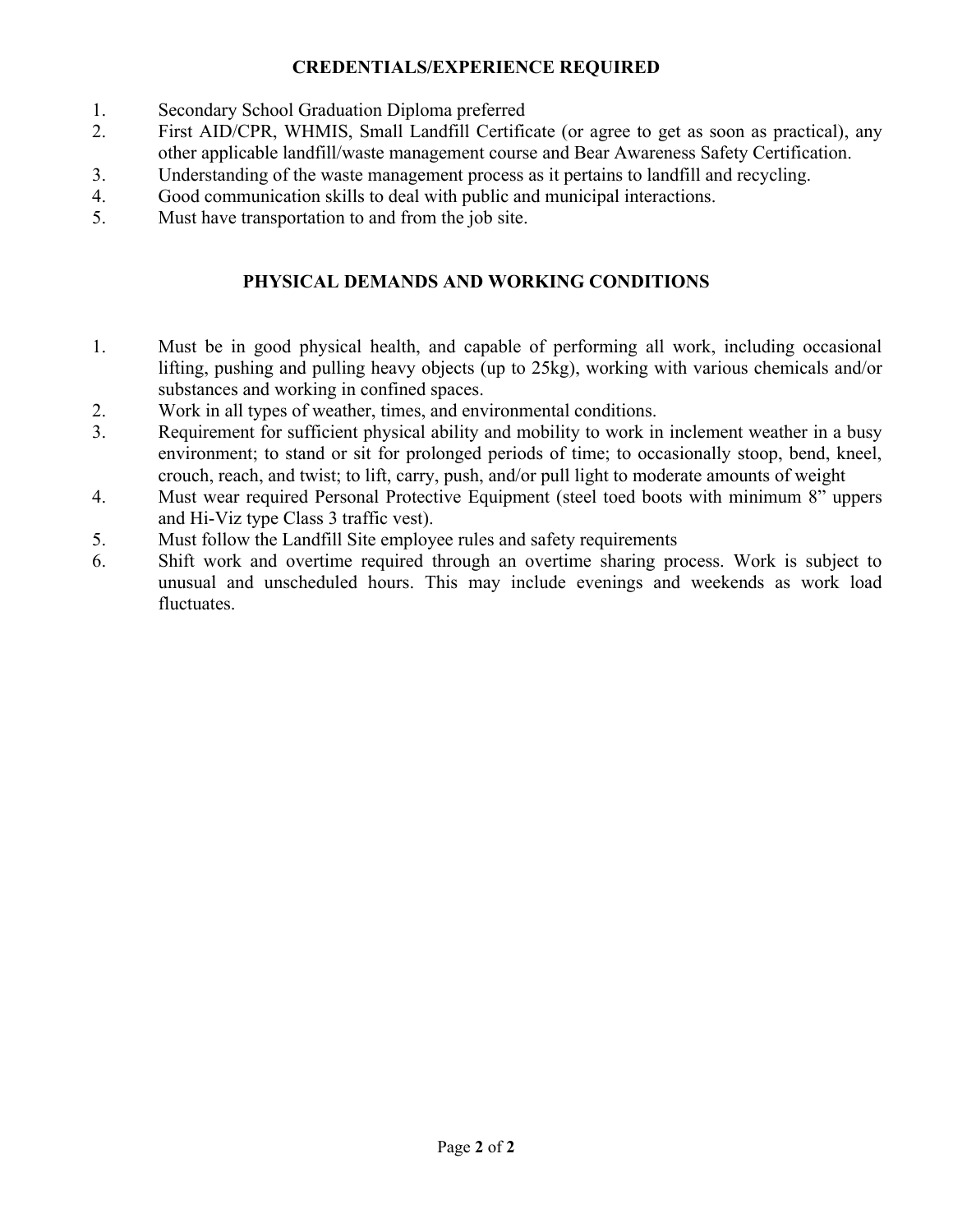## CREDENTIALS/EXPERIENCE REQUIRED

1. Secondary School Graduation Diploma preferred
2. First AID/CPR, WHMIS, Small Landfill Certificate (or agree to get as soon as practical), any other applicable landfill/waste management course and Bear Awareness Safety Certification.
3. Understanding of the waste management process as it pertains to landfill and recycling.
4. Good communication skills to deal with public and municipal interactions.
5. Must have transportation to and from the job site.

## PHYSICAL DEMANDS AND WORKING CONDITIONS

1. Must be in good physical health, and capable of performing all work, including occasional lifting, pushing and pulling heavy objects (up to 25kg), working with various chemicals and/or substances and working in confined spaces.
2. Work in all types of weather, times, and environmental conditions.
3. Requirement for sufficient physical ability and mobility to work in inclement weather in a busy environment; to stand or sit for prolonged periods of time; to occasionally stoop, bend, kneel, crouch, reach, and twist; to lift, carry, push, and/or pull light to moderate amounts of weight
4. Must wear required Personal Protective Equipment (steel toed boots with minimum 8" uppers and Hi-Viz type Class 3 traffic vest).
5. Must follow the Landfill Site employee rules and safety requirements
6. Shift work and overtime required through an overtime sharing process. Work is subject to unusual and unscheduled hours. This may include evenings and weekends as work load fluctuates.